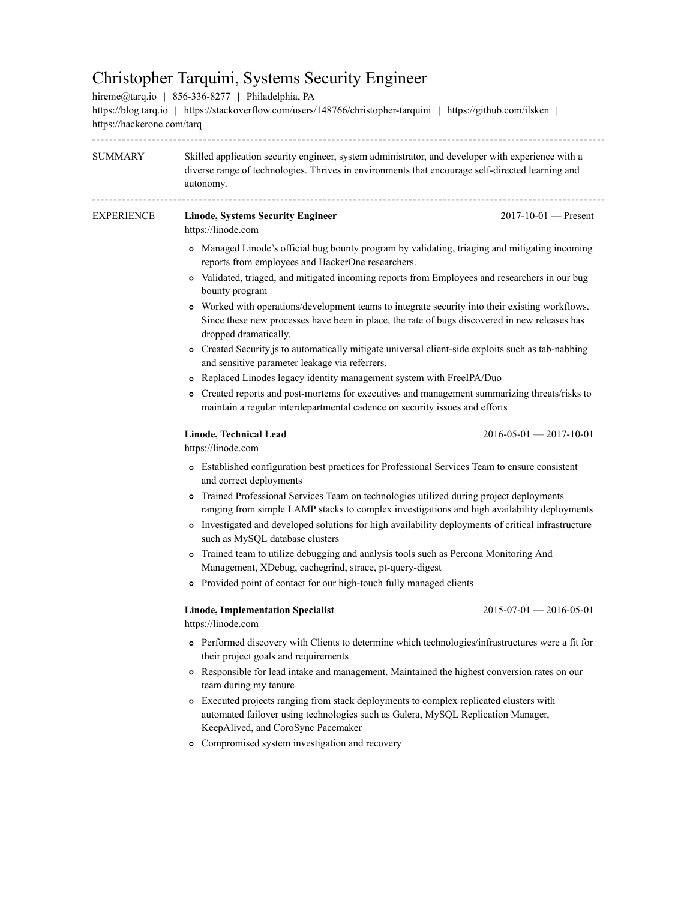# Christopher Tarquini, Systems Security Engineer

hireme@tarq.io | 856-336-8277 | Philadelphia, PA

https://blog.tarq.io | https://stackoverflow.com/users/148766/christopher-tarquini | https://github.com/ilsken | https://hackerone.com/tarq

## SUMMARY

Skilled application security engineer, system administrator, and developer with experience with a diverse range of technologies. Thrives in environments that encourage self-directed learning and autonomy.

## EXPERIENCE

**Linode, Systems Security Engineer** — 2017-10-01 — Present

https://linode.com

- Managed Linode's official bug bounty program by validating, triaging and mitigating incoming reports from employees and HackerOne researchers.
- Validated, triaged, and mitigated incoming reports from Employees and researchers in our bug bounty program
- Worked with operations/development teams to integrate security into their existing workflows. Since these new processes have been in place, the rate of bugs discovered in new releases has dropped dramatically.
- Created Security.js to automatically mitigate universal client-side exploits such as tab-nabbing and sensitive parameter leakage via referrers.
- Replaced Linodes legacy identity management system with FreeIPA/Duo
- Created reports and post-mortems for executives and management summarizing threats/risks to maintain a regular interdepartmental cadence on security issues and efforts

**Linode, Technical Lead** — 2016-05-01 — 2017-10-01

https://linode.com

- Established configuration best practices for Professional Services Team to ensure consistent and correct deployments
- Trained Professional Services Team on technologies utilized during project deployments ranging from simple LAMP stacks to complex investigations and high availability deployments
- Investigated and developed solutions for high availability deployments of critical infrastructure such as MySQL database clusters
- Trained team to utilize debugging and analysis tools such as Percona Monitoring And Management, XDebug, cachegrind, strace, pt-query-digest
- Provided point of contact for our high-touch fully managed clients

**Linode, Implementation Specialist** — 2015-07-01 — 2016-05-01

https://linode.com

- Performed discovery with Clients to determine which technologies/infrastructures were a fit for their project goals and requirements
- Responsible for lead intake and management. Maintained the highest conversion rates on our team during my tenure
- Executed projects ranging from stack deployments to complex replicated clusters with automated failover using technologies such as Galera, MySQL Replication Manager, KeepAlived, and CoroSync Pacemaker
- Compromised system investigation and recovery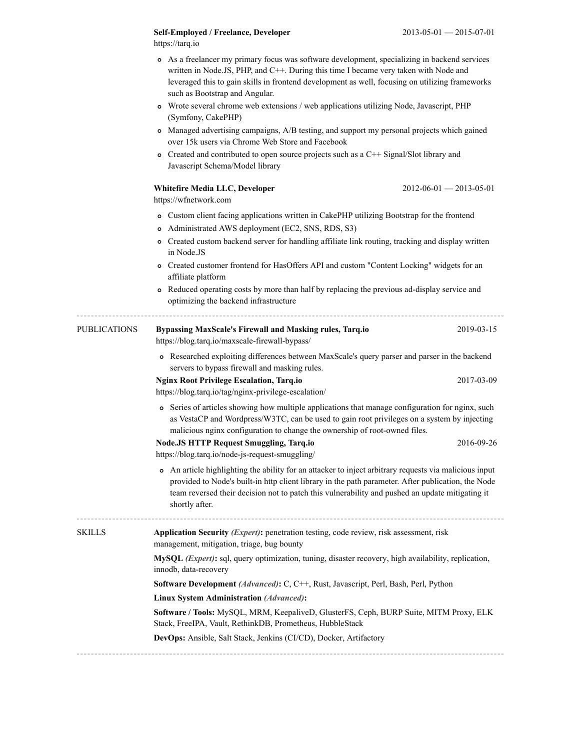**Self-Employed / Freelance, Developer** 2013-05-01 — 2015-07-01
https://tarq.io

- As a freelancer my primary focus was software development, specializing in backend services written in Node.JS, PHP, and C++. During this time I became very taken with Node and leveraged this to gain skills in frontend development as well, focusing on utilizing frameworks such as Bootstrap and Angular.
- Wrote several chrome web extensions / web applications utilizing Node, Javascript, PHP (Symfony, CakePHP)
- Managed advertising campaigns, A/B testing, and support my personal projects which gained over 15k users via Chrome Web Store and Facebook
- Created and contributed to open source projects such as a C++ Signal/Slot library and Javascript Schema/Model library

**Whitefire Media LLC, Developer** 2012-06-01 — 2013-05-01
https://wfnetwork.com

- Custom client facing applications written in CakePHP utilizing Bootstrap for the frontend
- Administrated AWS deployment (EC2, SNS, RDS, S3)
- Created custom backend server for handling affiliate link routing, tracking and display written in Node.JS
- Created customer frontend for HasOffers API and custom "Content Locking" widgets for an affiliate platform
- Reduced operating costs by more than half by replacing the previous ad-display service and optimizing the backend infrastructure

## PUBLICATIONS

**Bypassing MaxScale's Firewall and Masking rules, Tarq.io** 2019-03-15
https://blog.tarq.io/maxscale-firewall-bypass/

- Researched exploiting differences between MaxScale's query parser and parser in the backend servers to bypass firewall and masking rules.

**Nginx Root Privilege Escalation, Tarq.io** 2017-03-09
https://blog.tarq.io/tag/nginx-privilege-escalation/

- Series of articles showing how multiple applications that manage configuration for nginx, such as VestaCP and Wordpress/W3TC, can be used to gain root privileges on a system by injecting malicious nginx configuration to change the ownership of root-owned files.

**Node.JS HTTP Request Smuggling, Tarq.io** 2016-09-26
https://blog.tarq.io/node-js-request-smuggling/

- An article highlighting the ability for an attacker to inject arbitrary requests via malicious input provided to Node's built-in http client library in the path parameter. After publication, the Node team reversed their decision not to patch this vulnerability and pushed an update mitigating it shortly after.

## SKILLS

**Application Security *(Expert)*:** penetration testing, code review, risk assessment, risk management, mitigation, triage, bug bounty

**MySQL *(Expert)*:** sql, query optimization, tuning, disaster recovery, high availability, replication, innodb, data-recovery

**Software Development *(Advanced)*:** C, C++, Rust, Javascript, Perl, Bash, Perl, Python

**Linux System Administration *(Advanced)*:**

**Software / Tools:** MySQL, MRM, KeepaliveD, GlusterFS, Ceph, BURP Suite, MITM Proxy, ELK Stack, FreeIPA, Vault, RethinkDB, Prometheus, HubbleStack

**DevOps:** Ansible, Salt Stack, Jenkins (CI/CD), Docker, Artifactory